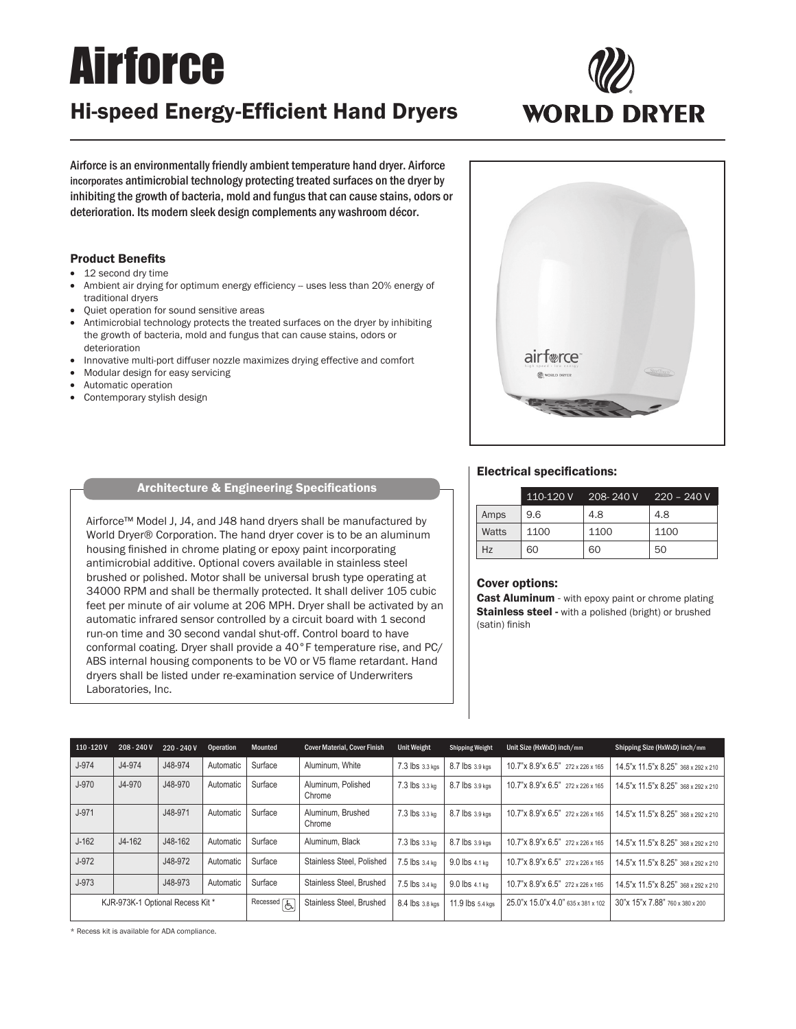# Airforce

## Hi-speed Energy-Efficient Hand Dryers

WORLD DRYER

Airforce is an environmentally friendly ambient temperature hand dryer. Airforce incorporates antimicrobial technology protecting treated surfaces on the dryer by inhibiting the growth of bacteria, mold and fungus that can cause stains, odors or deterioration. Its modern sleek design complements any washroom décor.

### Product Benefits

- 12 second dry time
- Ambient air drying for optimum energy efficiency – uses less than 20% energy of traditional dryers
- Quiet operation for sound sensitive areas
- Antimicrobial technology protects the treated surfaces on the dryer by inhibiting the growth of bacteria, mold and fungus that can cause stains, odors or deterioration
- Innovative multi-port diffuser nozzle maximizes drying effective and comfort
- Modular design for easy servicing
- Automatic operation
- Contemporary stylish design

### Architecture & Engineering Specifications

Airforce™ Model J, J4, and J48 hand dryers shall be manufactured by World Dryer® Corporation. The hand dryer cover is to be an aluminum housing finished in chrome plating or epoxy paint incorporating antimicrobial additive. Optional covers available in stainless steel brushed or polished. Motor shall be universal brush type operating at 34000 RPM and shall be thermally protected. It shall deliver 105 cubic feet per minute of air volume at 206 MPH. Dryer shall be activated by an automatic infrared sensor controlled by a circuit board with 1 second run-on time and 30 second vandal shut-off. Control board to have conformal coating. Dryer shall provide a 40°F temperature rise, and PC/ABS internal housing components to be V0 or V5 flame retardant. Hand dryers shall be listed under re-examination service of Underwriters Laboratories, Inc.

### Electrical specifications:

| | 110-120 V | 208- 240 V | 220 – 240 V |
|---|---|---|---|
| Amps | 9.6 | 4.8 | 4.8 |
| Watts | 1100 | 1100 | 1100 |
| Hz | 60 | 60 | 50 |

### Cover options:

**Cast Aluminum** - with epoxy paint or chrome plating
**Stainless steel -** with a polished (bright) or brushed (satin) finish

| 110 -120 V | 208 - 240 V | 220 - 240 V | Operation | Mounted | Cover Material, Cover Finish | Unit Weight | Shipping Weight | Unit Size (HxWxD) inch/mm | Shipping Size (HxWxD) inch/mm |
|---|---|---|---|---|---|---|---|---|---|
| J-974 | J4-974 | J48-974 | Automatic | Surface | Aluminum, White | 7.3 lbs 3.3 kgs | 8.7 lbs 3.9 kgs | 10.7"x 8.9"x 6.5" 272 x 226 x 165 | 14.5"x 11.5"x 8.25" 368 x 292 x 210 |
| J-970 | J4-970 | J48-970 | Automatic | Surface | Aluminum, Polished Chrome | 7.3 lbs 3.3 kg | 8.7 lbs 3.9 kgs | 10.7"x 8.9"x 6.5" 272 x 226 x 165 | 14.5"x 11.5"x 8.25" 368 x 292 x 210 |
| J-971 | | J48-971 | Automatic | Surface | Aluminum, Brushed Chrome | 7.3 lbs 3.3 kg | 8.7 lbs 3.9 kgs | 10.7"x 8.9"x 6.5" 272 x 226 x 165 | 14.5"x 11.5"x 8.25" 368 x 292 x 210 |
| J-162 | J4-162 | J48-162 | Automatic | Surface | Aluminum, Black | 7.3 lbs 3.3 kg | 8.7 lbs 3.9 kgs | 10.7"x 8.9"x 6.5" 272 x 226 x 165 | 14.5"x 11.5"x 8.25" 368 x 292 x 210 |
| J-972 | | J48-972 | Automatic | Surface | Stainless Steel, Polished | 7.5 lbs 3.4 kg | 9.0 lbs 4.1 kg | 10.7"x 8.9"x 6.5" 272 x 226 x 165 | 14.5"x 11.5"x 8.25" 368 x 292 x 210 |
| J-973 | | J48-973 | Automatic | Surface | Stainless Steel, Brushed | 7.5 lbs 3.4 kg | 9.0 lbs 4.1 kg | 10.7"x 8.9"x 6.5" 272 x 226 x 165 | 14.5"x 11.5"x 8.25" 368 x 292 x 210 |
| KJR-973K-1 Optional Recess Kit * | | | | Recessed ♿ | Stainless Steel, Brushed | 8.4 lbs 3.8 kgs | 11.9 lbs 5.4 kgs | 25.0"x 15.0"x 4.0" 635 x 381 x 102 | 30"x 15"x 7.88" 760 x 380 x 200 |

* Recess kit is available for ADA compliance.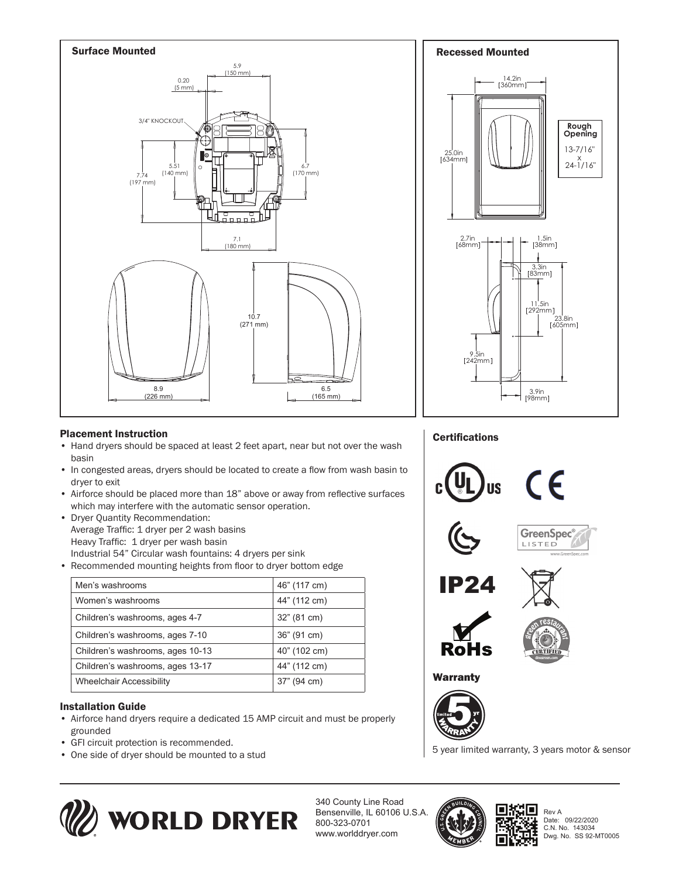## Surface Mounted

5.9
(150 mm)

0.20
(5 mm)

3/4" KNOCKOUT

5.51
(140 mm)

7.74
(197 mm)

6.7
(170 mm)

7.1
(180 mm)

10.7
(271 mm)

8.9
(226 mm)

6.5
(165 mm)

## Recessed Mounted

14.2in
[360mm]

25.0in
[634mm]

**Rough Opening**
13-7/16" x 24-1/16"

2.7in
[68mm]

1.5in
[38mm]

3.3in
[83mm]

11.5in
[292mm]

23.8in
[605mm]

9.5in
[242mm]

3.9in
[98mm]

### Placement Instruction

- Hand dryers should be spaced at least 2 feet apart, near but not over the wash basin
- In congested areas, dryers should be located to create a flow from wash basin to dryer to exit
- Airforce should be placed more than 18" above or away from reflective surfaces which may interfere with the automatic sensor operation.
- Dryer Quantity Recommendation:
  Average Traffic: 1 dryer per 2 wash basins
  Heavy Traffic: 1 dryer per wash basin
  Industrial 54" Circular wash fountains: 4 dryers per sink
- Recommended mounting heights from floor to dryer bottom edge

| | |
|---|---|
| Men's washrooms | 46" (117 cm) |
| Women's washrooms | 44" (112 cm) |
| Children's washrooms, ages 4-7 | 32" (81 cm) |
| Children's washrooms, ages 7-10 | 36" (91 cm) |
| Children's washrooms, ages 10-13 | 40" (102 cm) |
| Children's washrooms, ages 13-17 | 44" (112 cm) |
| Wheelchair Accessibility | 37" (94 cm) |

### Installation Guide

- Airforce hand dryers require a dedicated 15 AMP circuit and must be properly grounded
- GFI circuit protection is recommended.
- One side of dryer should be mounted to a stud

### Certifications

c UL US

CE

GreenSpec® LISTED

www.GreenSpec.com

IP24

RoHs

green restaurant CERTIFIED

### Warranty

limited 5 yr WARRANTY

5 year limited warranty, 3 years motor & sensor

WORLD DRYER

340 County Line Road
Bensenville, IL 60106 U.S.A.
800-323-0701
www.worlddryer.com

U.S. GREEN BUILDING COUNCIL MEMBER

Rev A
Date: 09/22/2020
C.N. No. 143034
Dwg. No. SS 92-MT0005